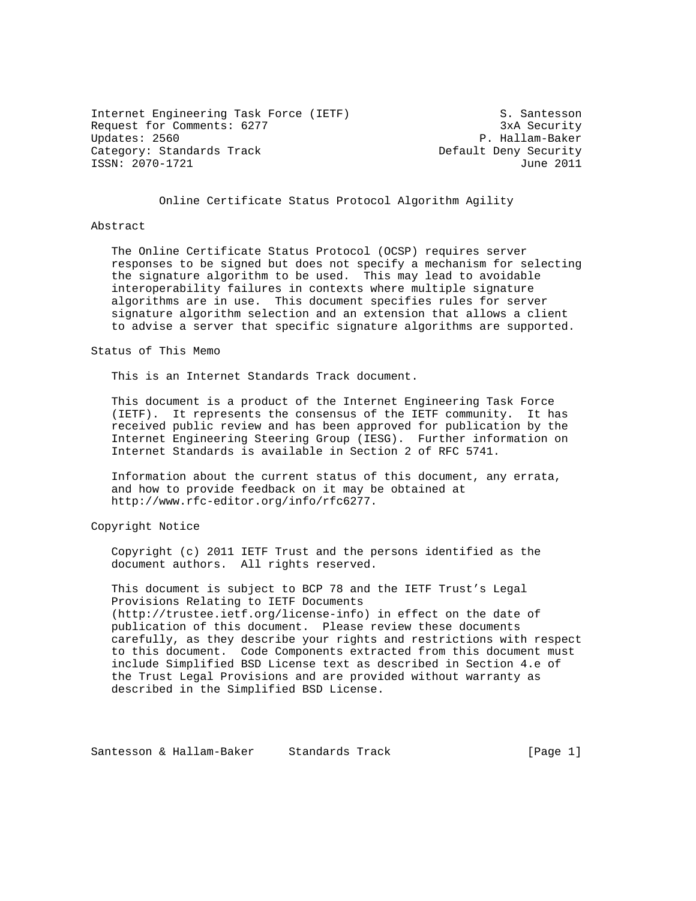Internet Engineering Task Force (IETF) S. Santesson
Request for Comments: 6277 3xA Security
Updates: 2560 P. Hallam-Baker
Category: Standards Track Default Deny Security
ISSN: 2070-1721 June 2011

# Online Certificate Status Protocol Algorithm Agility

## Abstract

The Online Certificate Status Protocol (OCSP) requires server responses to be signed but does not specify a mechanism for selecting the signature algorithm to be used. This may lead to avoidable interoperability failures in contexts where multiple signature algorithms are in use. This document specifies rules for server signature algorithm selection and an extension that allows a client to advise a server that specific signature algorithms are supported.

## Status of This Memo

This is an Internet Standards Track document.

This document is a product of the Internet Engineering Task Force (IETF). It represents the consensus of the IETF community. It has received public review and has been approved for publication by the Internet Engineering Steering Group (IESG). Further information on Internet Standards is available in Section 2 of RFC 5741.

Information about the current status of this document, any errata, and how to provide feedback on it may be obtained at http://www.rfc-editor.org/info/rfc6277.

## Copyright Notice

Copyright (c) 2011 IETF Trust and the persons identified as the document authors. All rights reserved.

This document is subject to BCP 78 and the IETF Trust's Legal Provisions Relating to IETF Documents (http://trustee.ietf.org/license-info) in effect on the date of publication of this document. Please review these documents carefully, as they describe your rights and restrictions with respect to this document. Code Components extracted from this document must include Simplified BSD License text as described in Section 4.e of the Trust Legal Provisions and are provided without warranty as described in the Simplified BSD License.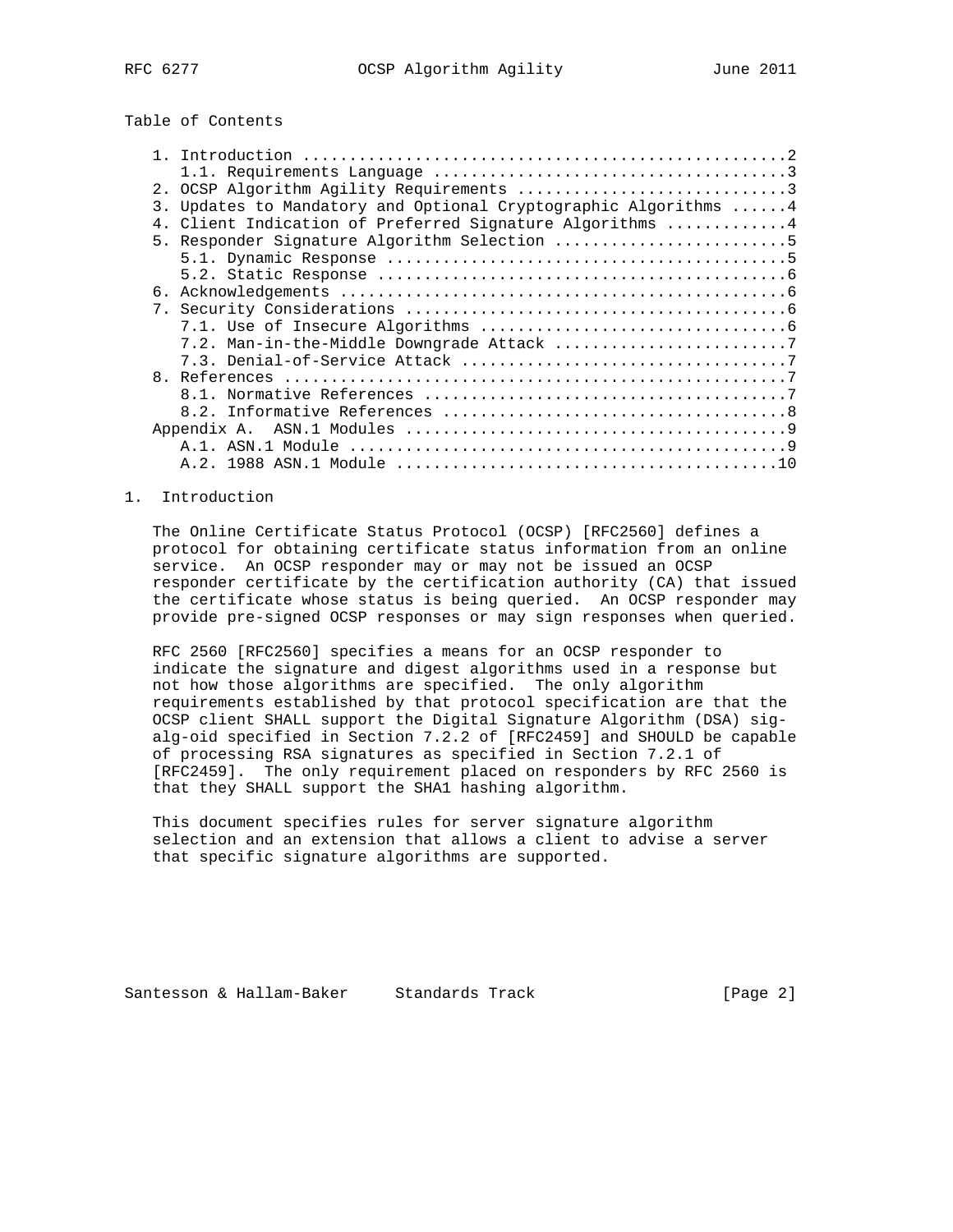Table of Contents

- 1. Introduction ....................................................2
  - 1.1. Requirements Language .....................................3
- 2. OCSP Algorithm Agility Requirements ............................3
- 3. Updates to Mandatory and Optional Cryptographic Algorithms ......4
- 4. Client Indication of Preferred Signature Algorithms ............4
- 5. Responder Signature Algorithm Selection .........................5
  - 5.1. Dynamic Response ..........................................5
  - 5.2. Static Response ...........................................6
- 6. Acknowledgements ...............................................6
- 7. Security Considerations ........................................6
  - 7.1. Use of Insecure Algorithms ................................6
  - 7.2. Man-in-the-Middle Downgrade Attack ........................7
  - 7.3. Denial-of-Service Attack ..................................7
- 8. References .....................................................7
  - 8.1. Normative References ......................................7
  - 8.2. Informative References ....................................8
- Appendix A. ASN.1 Modules ........................................9
  - A.1. ASN.1 Module ..............................................9
  - A.2. 1988 ASN.1 Module ........................................10

# 1. Introduction

The Online Certificate Status Protocol (OCSP) [RFC2560] defines a protocol for obtaining certificate status information from an online service. An OCSP responder may or may not be issued an OCSP responder certificate by the certification authority (CA) that issued the certificate whose status is being queried. An OCSP responder may provide pre-signed OCSP responses or may sign responses when queried.

RFC 2560 [RFC2560] specifies a means for an OCSP responder to indicate the signature and digest algorithms used in a response but not how those algorithms are specified. The only algorithm requirements established by that protocol specification are that the OCSP client SHALL support the Digital Signature Algorithm (DSA) sig-alg-oid specified in Section 7.2.2 of [RFC2459] and SHOULD be capable of processing RSA signatures as specified in Section 7.2.1 of [RFC2459]. The only requirement placed on responders by RFC 2560 is that they SHALL support the SHA1 hashing algorithm.

This document specifies rules for server signature algorithm selection and an extension that allows a client to advise a server that specific signature algorithms are supported.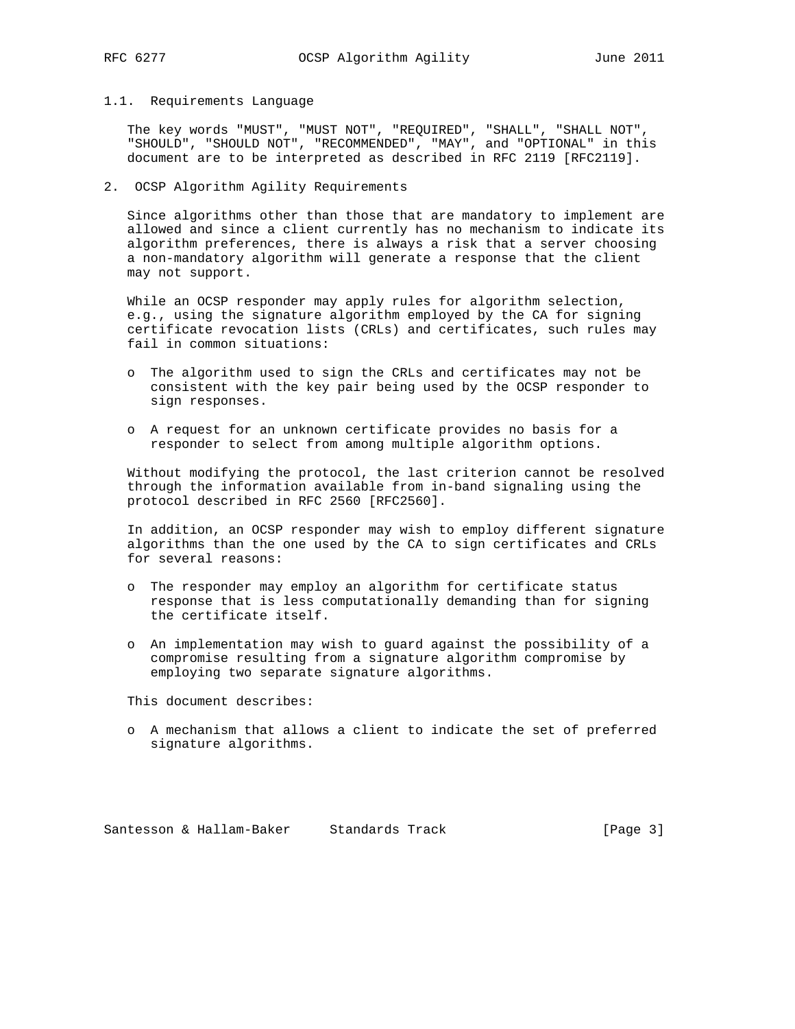### 1.1. Requirements Language

The key words "MUST", "MUST NOT", "REQUIRED", "SHALL", "SHALL NOT", "SHOULD", "SHOULD NOT", "RECOMMENDED", "MAY", and "OPTIONAL" in this document are to be interpreted as described in RFC 2119 [RFC2119].

## 2. OCSP Algorithm Agility Requirements

Since algorithms other than those that are mandatory to implement are allowed and since a client currently has no mechanism to indicate its algorithm preferences, there is always a risk that a server choosing a non-mandatory algorithm will generate a response that the client may not support.

While an OCSP responder may apply rules for algorithm selection, e.g., using the signature algorithm employed by the CA for signing certificate revocation lists (CRLs) and certificates, such rules may fail in common situations:

- The algorithm used to sign the CRLs and certificates may not be consistent with the key pair being used by the OCSP responder to sign responses.
- A request for an unknown certificate provides no basis for a responder to select from among multiple algorithm options.

Without modifying the protocol, the last criterion cannot be resolved through the information available from in-band signaling using the protocol described in RFC 2560 [RFC2560].

In addition, an OCSP responder may wish to employ different signature algorithms than the one used by the CA to sign certificates and CRLs for several reasons:

- The responder may employ an algorithm for certificate status response that is less computationally demanding than for signing the certificate itself.
- An implementation may wish to guard against the possibility of a compromise resulting from a signature algorithm compromise by employing two separate signature algorithms.

This document describes:

- A mechanism that allows a client to indicate the set of preferred signature algorithms.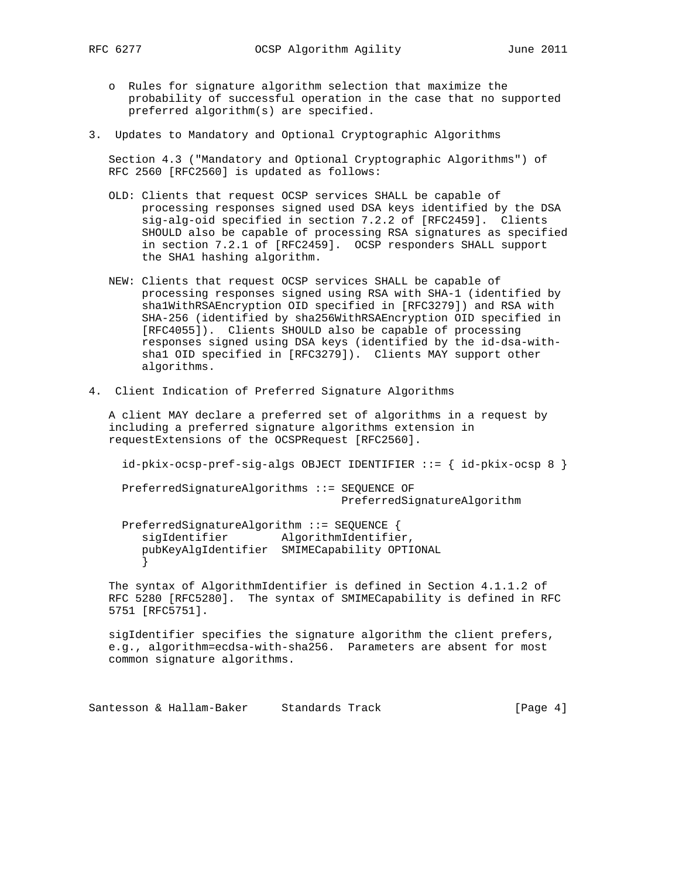- Rules for signature algorithm selection that maximize the probability of successful operation in the case that no supported preferred algorithm(s) are specified.

## 3. Updates to Mandatory and Optional Cryptographic Algorithms

Section 4.3 ("Mandatory and Optional Cryptographic Algorithms") of RFC 2560 [RFC2560] is updated as follows:

OLD: Clients that request OCSP services SHALL be capable of processing responses signed used DSA keys identified by the DSA sig-alg-oid specified in section 7.2.2 of [RFC2459]. Clients SHOULD also be capable of processing RSA signatures as specified in section 7.2.1 of [RFC2459]. OCSP responders SHALL support the SHA1 hashing algorithm.

NEW: Clients that request OCSP services SHALL be capable of processing responses signed using RSA with SHA-1 (identified by sha1WithRSAEncryption OID specified in [RFC3279]) and RSA with SHA-256 (identified by sha256WithRSAEncryption OID specified in [RFC4055]). Clients SHOULD also be capable of processing responses signed using DSA keys (identified by the id-dsa-with-sha1 OID specified in [RFC3279]). Clients MAY support other algorithms.

## 4. Client Indication of Preferred Signature Algorithms

A client MAY declare a preferred set of algorithms in a request by including a preferred signature algorithms extension in requestExtensions of the OCSPRequest [RFC2560].

```
  id-pkix-ocsp-pref-sig-algs OBJECT IDENTIFIER ::= { id-pkix-ocsp 8 }

  PreferredSignatureAlgorithms ::= SEQUENCE OF
                                   PreferredSignatureAlgorithm

  PreferredSignatureAlgorithm ::= SEQUENCE {
     sigIdentifier        AlgorithmIdentifier,
     pubKeyAlgIdentifier  SMIMECapability OPTIONAL
     }
```

The syntax of AlgorithmIdentifier is defined in Section 4.1.1.2 of RFC 5280 [RFC5280]. The syntax of SMIMECapability is defined in RFC 5751 [RFC5751].

sigIdentifier specifies the signature algorithm the client prefers, e.g., algorithm=ecdsa-with-sha256. Parameters are absent for most common signature algorithms.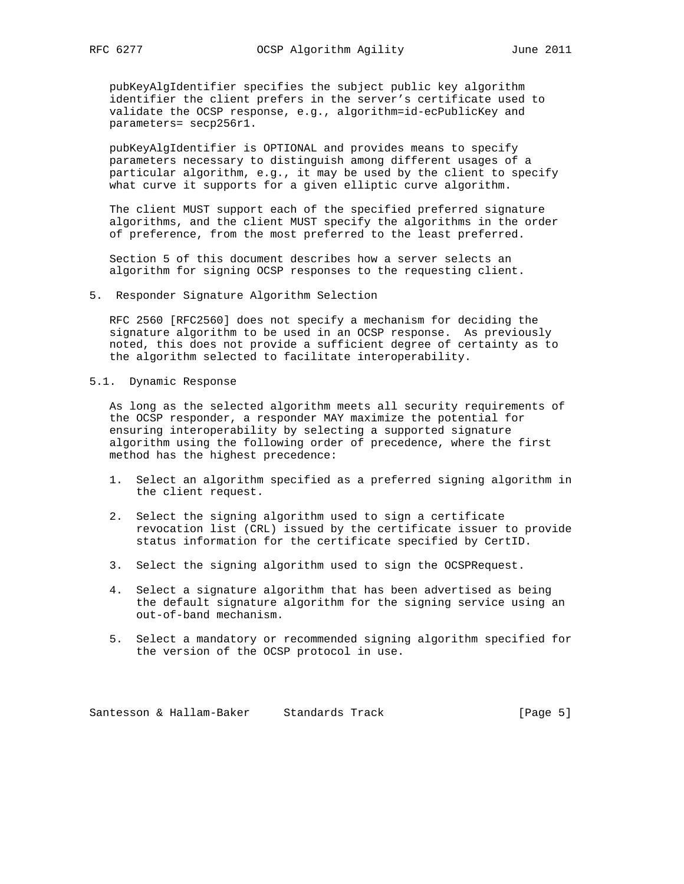pubKeyAlgIdentifier specifies the subject public key algorithm identifier the client prefers in the server's certificate used to validate the OCSP response, e.g., algorithm=id-ecPublicKey and parameters= secp256r1.

pubKeyAlgIdentifier is OPTIONAL and provides means to specify parameters necessary to distinguish among different usages of a particular algorithm, e.g., it may be used by the client to specify what curve it supports for a given elliptic curve algorithm.

The client MUST support each of the specified preferred signature algorithms, and the client MUST specify the algorithms in the order of preference, from the most preferred to the least preferred.

Section 5 of this document describes how a server selects an algorithm for signing OCSP responses to the requesting client.

## 5. Responder Signature Algorithm Selection

RFC 2560 [RFC2560] does not specify a mechanism for deciding the signature algorithm to be used in an OCSP response. As previously noted, this does not provide a sufficient degree of certainty as to the algorithm selected to facilitate interoperability.

### 5.1. Dynamic Response

As long as the selected algorithm meets all security requirements of the OCSP responder, a responder MAY maximize the potential for ensuring interoperability by selecting a supported signature algorithm using the following order of precedence, where the first method has the highest precedence:

1. Select an algorithm specified as a preferred signing algorithm in the client request.
2. Select the signing algorithm used to sign a certificate revocation list (CRL) issued by the certificate issuer to provide status information for the certificate specified by CertID.
3. Select the signing algorithm used to sign the OCSPRequest.
4. Select a signature algorithm that has been advertised as being the default signature algorithm for the signing service using an out-of-band mechanism.
5. Select a mandatory or recommended signing algorithm specified for the version of the OCSP protocol in use.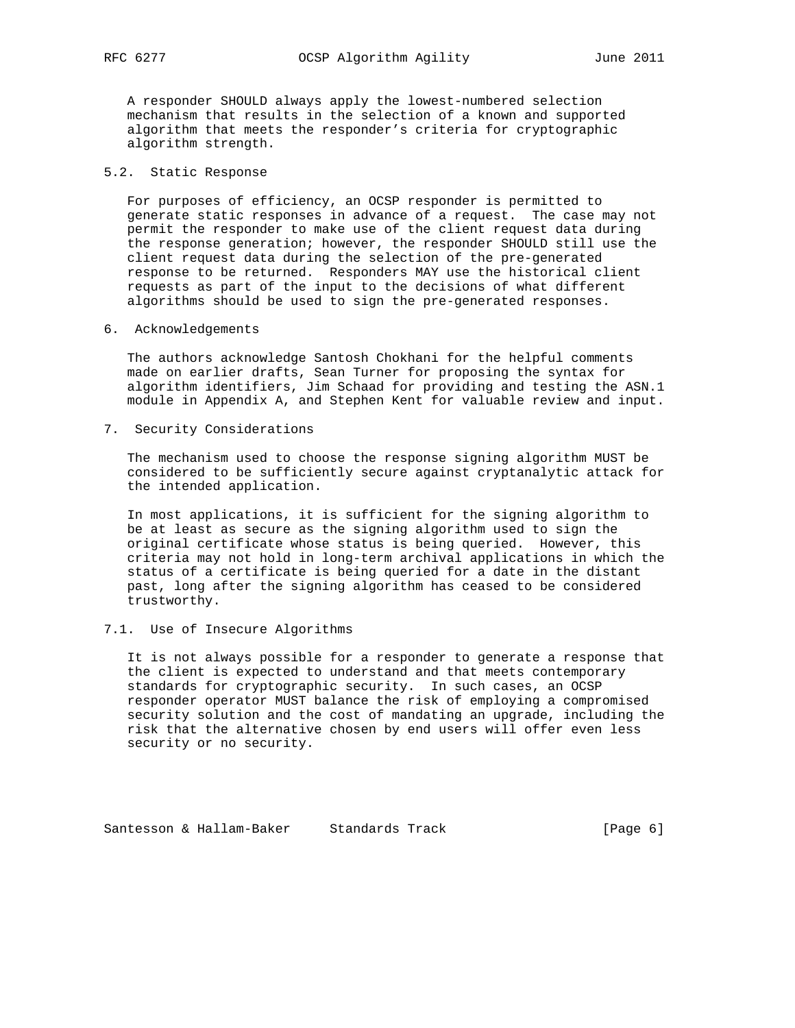A responder SHOULD always apply the lowest-numbered selection mechanism that results in the selection of a known and supported algorithm that meets the responder's criteria for cryptographic algorithm strength.

### 5.2. Static Response

For purposes of efficiency, an OCSP responder is permitted to generate static responses in advance of a request. The case may not permit the responder to make use of the client request data during the response generation; however, the responder SHOULD still use the client request data during the selection of the pre-generated response to be returned. Responders MAY use the historical client requests as part of the input to the decisions of what different algorithms should be used to sign the pre-generated responses.

## 6. Acknowledgements

The authors acknowledge Santosh Chokhani for the helpful comments made on earlier drafts, Sean Turner for proposing the syntax for algorithm identifiers, Jim Schaad for providing and testing the ASN.1 module in Appendix A, and Stephen Kent for valuable review and input.

## 7. Security Considerations

The mechanism used to choose the response signing algorithm MUST be considered to be sufficiently secure against cryptanalytic attack for the intended application.

In most applications, it is sufficient for the signing algorithm to be at least as secure as the signing algorithm used to sign the original certificate whose status is being queried. However, this criteria may not hold in long-term archival applications in which the status of a certificate is being queried for a date in the distant past, long after the signing algorithm has ceased to be considered trustworthy.

### 7.1. Use of Insecure Algorithms

It is not always possible for a responder to generate a response that the client is expected to understand and that meets contemporary standards for cryptographic security. In such cases, an OCSP responder operator MUST balance the risk of employing a compromised security solution and the cost of mandating an upgrade, including the risk that the alternative chosen by end users will offer even less security or no security.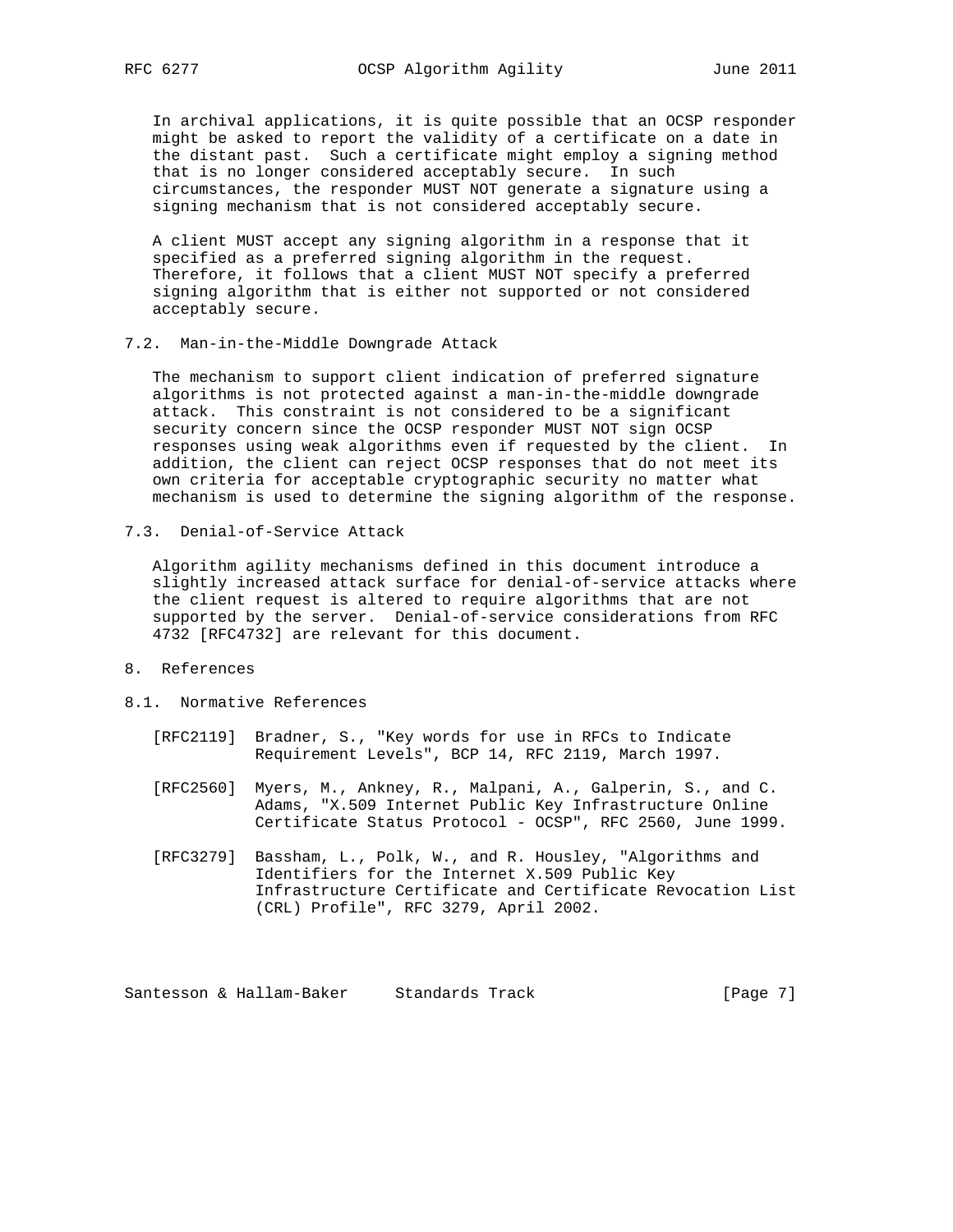In archival applications, it is quite possible that an OCSP responder might be asked to report the validity of a certificate on a date in the distant past. Such a certificate might employ a signing method that is no longer considered acceptably secure. In such circumstances, the responder MUST NOT generate a signature using a signing mechanism that is not considered acceptably secure.

A client MUST accept any signing algorithm in a response that it specified as a preferred signing algorithm in the request. Therefore, it follows that a client MUST NOT specify a preferred signing algorithm that is either not supported or not considered acceptably secure.

### 7.2. Man-in-the-Middle Downgrade Attack

The mechanism to support client indication of preferred signature algorithms is not protected against a man-in-the-middle downgrade attack. This constraint is not considered to be a significant security concern since the OCSP responder MUST NOT sign OCSP responses using weak algorithms even if requested by the client. In addition, the client can reject OCSP responses that do not meet its own criteria for acceptable cryptographic security no matter what mechanism is used to determine the signing algorithm of the response.

### 7.3. Denial-of-Service Attack

Algorithm agility mechanisms defined in this document introduce a slightly increased attack surface for denial-of-service attacks where the client request is altered to require algorithms that are not supported by the server. Denial-of-service considerations from RFC 4732 [RFC4732] are relevant for this document.

## 8. References

### 8.1. Normative References

[RFC2119] Bradner, S., "Key words for use in RFCs to Indicate Requirement Levels", BCP 14, RFC 2119, March 1997.

[RFC2560] Myers, M., Ankney, R., Malpani, A., Galperin, S., and C. Adams, "X.509 Internet Public Key Infrastructure Online Certificate Status Protocol - OCSP", RFC 2560, June 1999.

[RFC3279] Bassham, L., Polk, W., and R. Housley, "Algorithms and Identifiers for the Internet X.509 Public Key Infrastructure Certificate and Certificate Revocation List (CRL) Profile", RFC 3279, April 2002.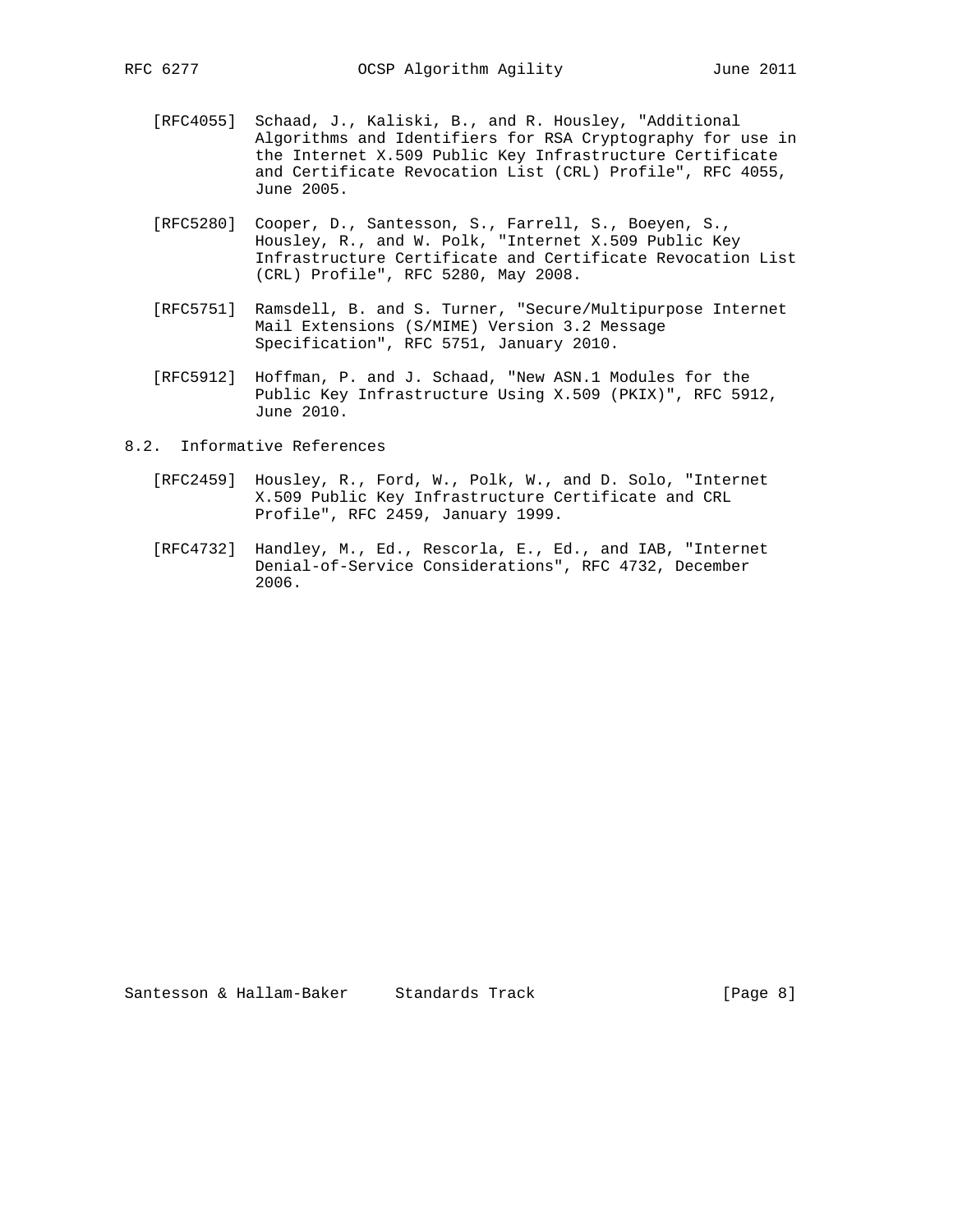[RFC4055] Schaad, J., Kaliski, B., and R. Housley, "Additional Algorithms and Identifiers for RSA Cryptography for use in the Internet X.509 Public Key Infrastructure Certificate and Certificate Revocation List (CRL) Profile", RFC 4055, June 2005.

[RFC5280] Cooper, D., Santesson, S., Farrell, S., Boeyen, S., Housley, R., and W. Polk, "Internet X.509 Public Key Infrastructure Certificate and Certificate Revocation List (CRL) Profile", RFC 5280, May 2008.

[RFC5751] Ramsdell, B. and S. Turner, "Secure/Multipurpose Internet Mail Extensions (S/MIME) Version 3.2 Message Specification", RFC 5751, January 2010.

[RFC5912] Hoffman, P. and J. Schaad, "New ASN.1 Modules for the Public Key Infrastructure Using X.509 (PKIX)", RFC 5912, June 2010.

### 8.2. Informative References

[RFC2459] Housley, R., Ford, W., Polk, W., and D. Solo, "Internet X.509 Public Key Infrastructure Certificate and CRL Profile", RFC 2459, January 1999.

[RFC4732] Handley, M., Ed., Rescorla, E., Ed., and IAB, "Internet Denial-of-Service Considerations", RFC 4732, December 2006.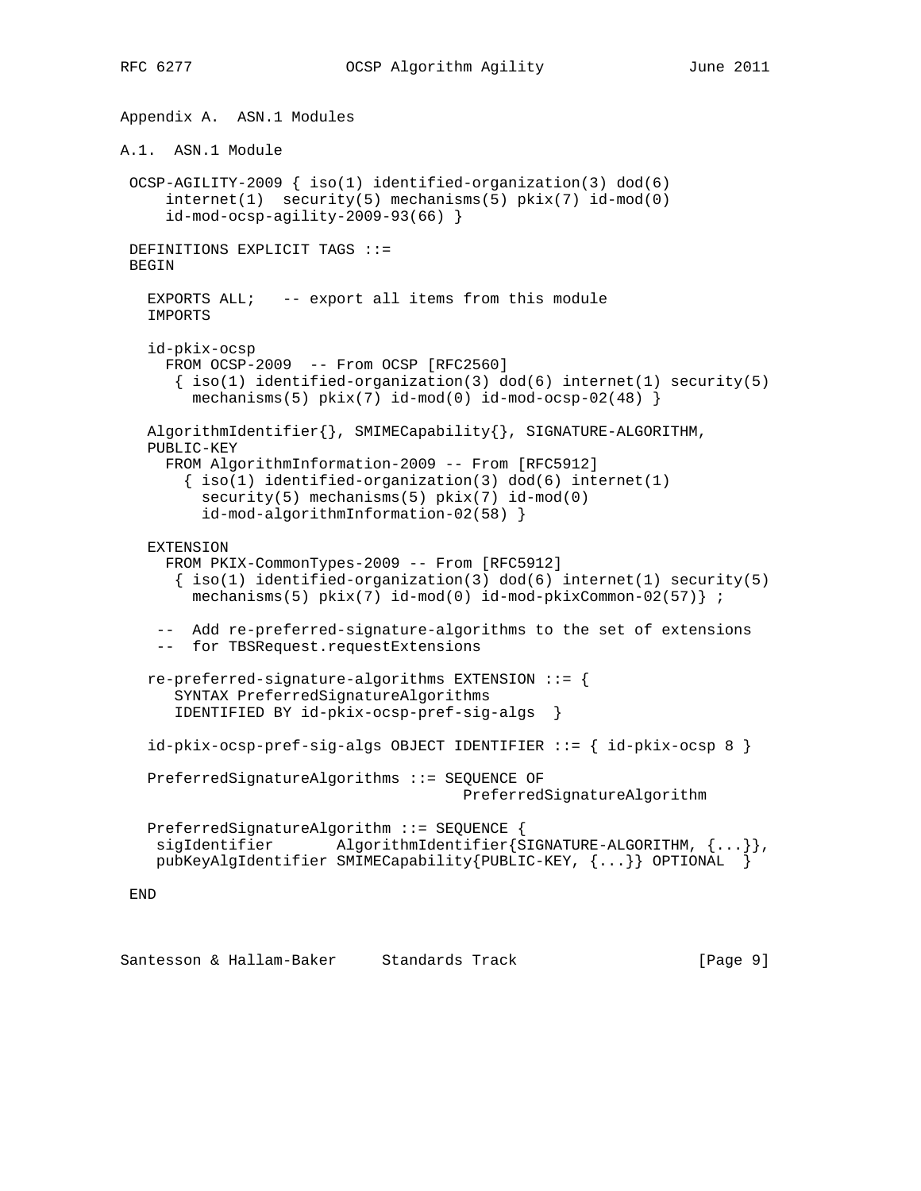## Appendix A. ASN.1 Modules

### A.1. ASN.1 Module

```
 OCSP-AGILITY-2009 { iso(1) identified-organization(3) dod(6)
     internet(1)  security(5) mechanisms(5) pkix(7) id-mod(0)
     id-mod-ocsp-agility-2009-93(66) }

 DEFINITIONS EXPLICIT TAGS ::=
 BEGIN

   EXPORTS ALL;   -- export all items from this module
   IMPORTS

   id-pkix-ocsp
     FROM OCSP-2009  -- From OCSP [RFC2560]
      { iso(1) identified-organization(3) dod(6) internet(1) security(5)
        mechanisms(5) pkix(7) id-mod(0) id-mod-ocsp-02(48) }

   AlgorithmIdentifier{}, SMIMECapability{}, SIGNATURE-ALGORITHM,
   PUBLIC-KEY
     FROM AlgorithmInformation-2009 -- From [RFC5912]
       { iso(1) identified-organization(3) dod(6) internet(1)
         security(5) mechanisms(5) pkix(7) id-mod(0)
         id-mod-algorithmInformation-02(58) }

   EXTENSION
     FROM PKIX-CommonTypes-2009 -- From [RFC5912]
      { iso(1) identified-organization(3) dod(6) internet(1) security(5)
        mechanisms(5) pkix(7) id-mod(0) id-mod-pkixCommon-02(57)} ;

    --  Add re-preferred-signature-algorithms to the set of extensions
    --  for TBSRequest.requestExtensions

   re-preferred-signature-algorithms EXTENSION ::= {
      SYNTAX PreferredSignatureAlgorithms
      IDENTIFIED BY id-pkix-ocsp-pref-sig-algs  }

   id-pkix-ocsp-pref-sig-algs OBJECT IDENTIFIER ::= { id-pkix-ocsp 8 }

   PreferredSignatureAlgorithms ::= SEQUENCE OF
                                      PreferredSignatureAlgorithm

   PreferredSignatureAlgorithm ::= SEQUENCE {
    sigIdentifier       AlgorithmIdentifier{SIGNATURE-ALGORITHM, {...}},
    pubKeyAlgIdentifier SMIMECapability{PUBLIC-KEY, {...}} OPTIONAL  }

 END
```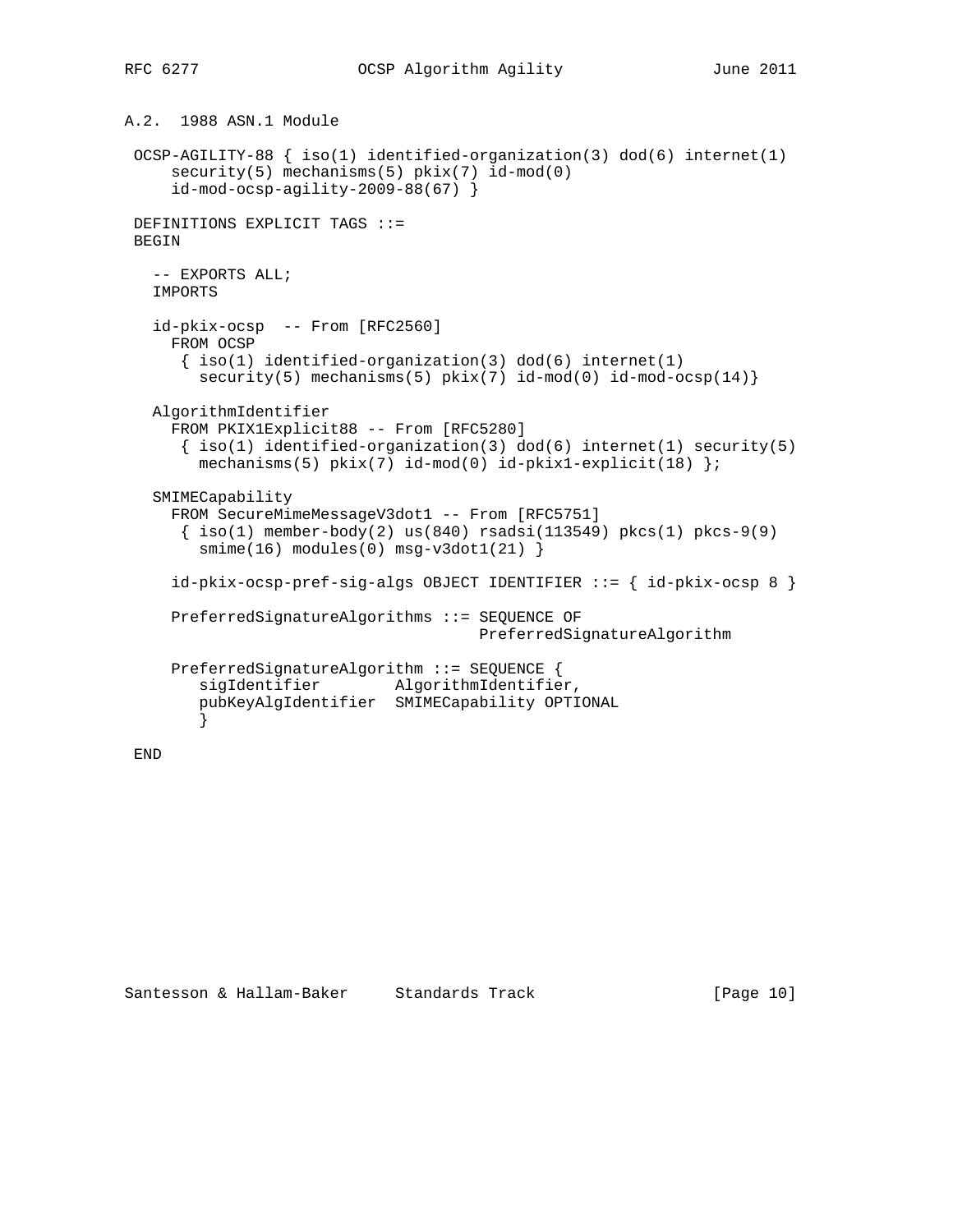### A.2. 1988 ASN.1 Module

```
 OCSP-AGILITY-88 { iso(1) identified-organization(3) dod(6) internet(1)
     security(5) mechanisms(5) pkix(7) id-mod(0)
     id-mod-ocsp-agility-2009-88(67) }

 DEFINITIONS EXPLICIT TAGS ::=
 BEGIN

   -- EXPORTS ALL;
   IMPORTS

   id-pkix-ocsp  -- From [RFC2560]
     FROM OCSP
      { iso(1) identified-organization(3) dod(6) internet(1)
        security(5) mechanisms(5) pkix(7) id-mod(0) id-mod-ocsp(14)}

   AlgorithmIdentifier
     FROM PKIX1Explicit88 -- From [RFC5280]
      { iso(1) identified-organization(3) dod(6) internet(1) security(5)
        mechanisms(5) pkix(7) id-mod(0) id-pkix1-explicit(18) };

   SMIMECapability
     FROM SecureMimeMessageV3dot1 -- From [RFC5751]
      { iso(1) member-body(2) us(840) rsadsi(113549) pkcs(1) pkcs-9(9)
        smime(16) modules(0) msg-v3dot1(21) }

     id-pkix-ocsp-pref-sig-algs OBJECT IDENTIFIER ::= { id-pkix-ocsp 8 }

     PreferredSignatureAlgorithms ::= SEQUENCE OF
                                      PreferredSignatureAlgorithm

     PreferredSignatureAlgorithm ::= SEQUENCE {
        sigIdentifier        AlgorithmIdentifier,
        pubKeyAlgIdentifier  SMIMECapability OPTIONAL
        }

 END
```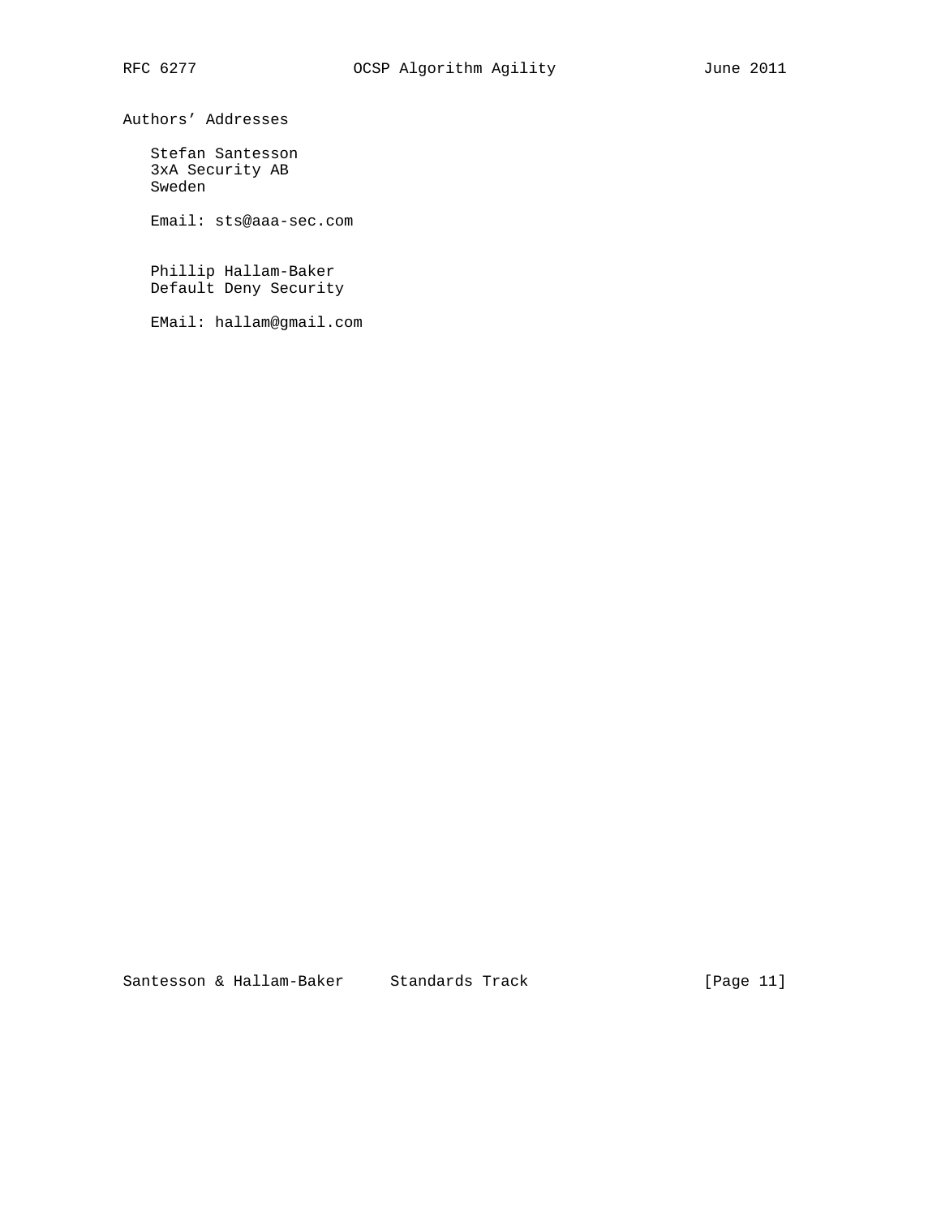## Authors' Addresses

Stefan Santesson
3xA Security AB
Sweden

Email: sts@aaa-sec.com

Phillip Hallam-Baker
Default Deny Security

EMail: hallam@gmail.com